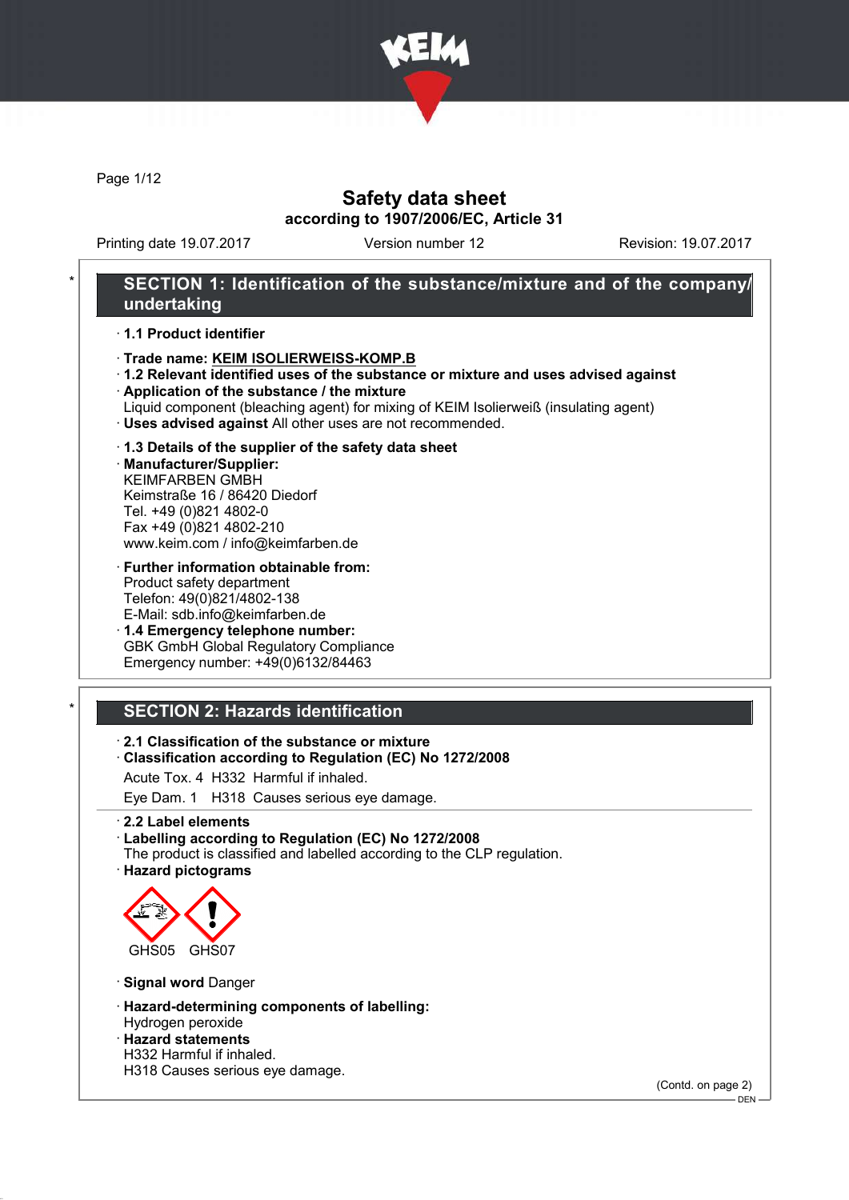# Safety data sheet

**according to 1907/2006/EC, Article 31**

Printing date 19.07.2017 Version number 12 Revision: 19.07.2017

## * SECTION 1: Identification of the substance/mixture and of the company/undertaking

· **1.1 Product identifier**

· **Trade name: KEIM ISOLIERWEISS-KOMP.B**

· **1.2 Relevant identified uses of the substance or mixture and uses advised against**

· **Application of the substance / the mixture**
Liquid component (bleaching agent) for mixing of KEIM Isolierweiß (insulating agent)

· **Uses advised against** All other uses are not recommended.

· **1.3 Details of the supplier of the safety data sheet**

· **Manufacturer/Supplier:**
KEIMFARBEN GMBH
Keimstraße 16 / 86420 Diedorf
Tel. +49 (0)821 4802-0
Fax +49 (0)821 4802-210
www.keim.com / info@keimfarben.de

· **Further information obtainable from:**
Product safety department
Telefon: 49(0)821/4802-138
E-Mail: sdb.info@keimfarben.de

· **1.4 Emergency telephone number:**
GBK GmbH Global Regulatory Compliance
Emergency number: +49(0)6132/84463

## * SECTION 2: Hazards identification

· **2.1 Classification of the substance or mixture**

· **Classification according to Regulation (EC) No 1272/2008**

Acute Tox. 4 H332 Harmful if inhaled.

Eye Dam. 1 H318 Causes serious eye damage.

· **2.2 Label elements**

· **Labelling according to Regulation (EC) No 1272/2008**
The product is classified and labelled according to the CLP regulation.

· **Hazard pictograms**

GHS05 GHS07

· **Signal word** Danger

· **Hazard-determining components of labelling:**
Hydrogen peroxide

· **Hazard statements**
H332 Harmful if inhaled.
H318 Causes serious eye damage.

(Contd. on page 2)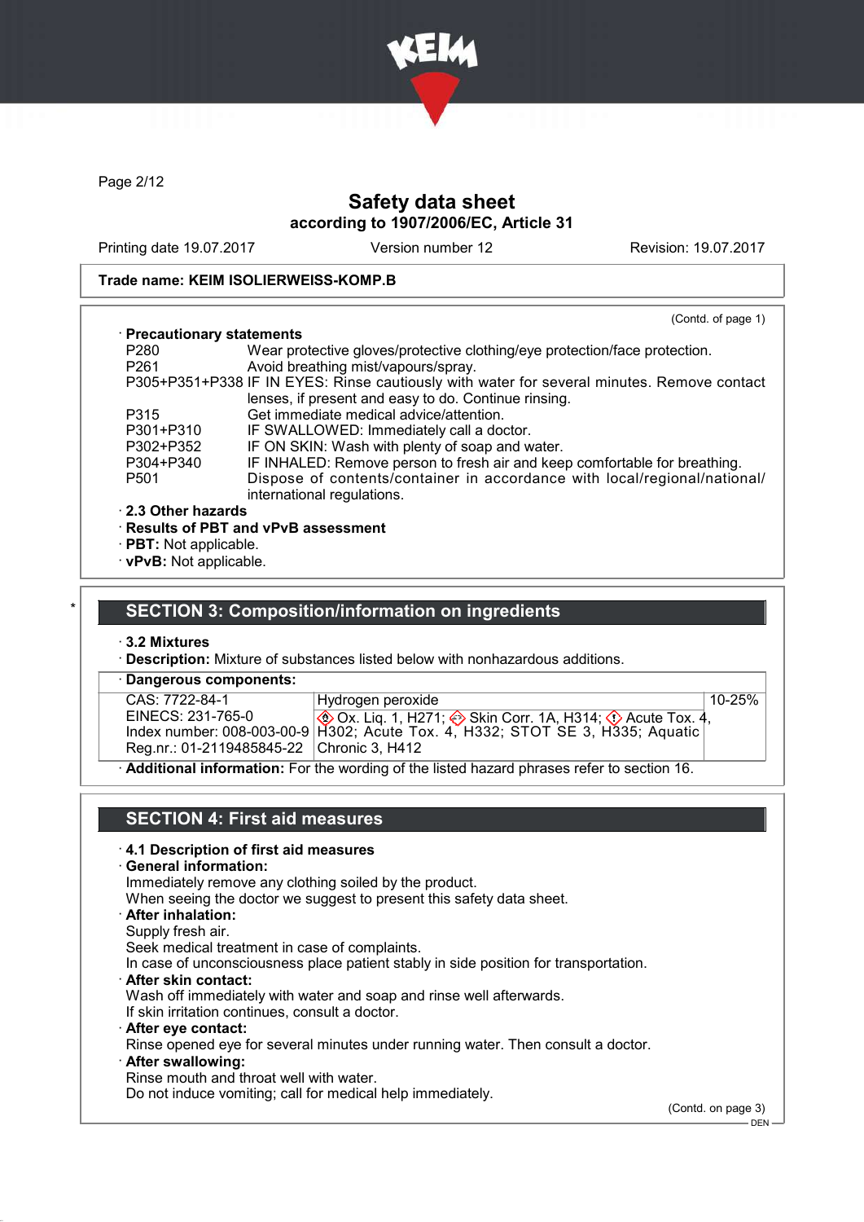Safety data sheet
according to 1907/2006/EC, Article 31

Printing date 19.07.2017 | Version number 12 | Revision: 19.07.2017

**Trade name: KEIM ISOLIERWEISS-KOMP.B**

(Contd. of page 1)

· **Precautionary statements**

| | |
|---|---|
| P280 | Wear protective gloves/protective clothing/eye protection/face protection. |
| P261 | Avoid breathing mist/vapours/spray. |
| P305+P351+P338 | IF IN EYES: Rinse cautiously with water for several minutes. Remove contact lenses, if present and easy to do. Continue rinsing. |
| P315 | Get immediate medical advice/attention. |
| P301+P310 | IF SWALLOWED: Immediately call a doctor. |
| P302+P352 | IF ON SKIN: Wash with plenty of soap and water. |
| P304+P340 | IF INHALED: Remove person to fresh air and keep comfortable for breathing. |
| P501 | Dispose of contents/container in accordance with local/regional/national/international regulations. |

· **2.3 Other hazards**
· **Results of PBT and vPvB assessment**
· **PBT:** Not applicable.
· **vPvB:** Not applicable.

## * SECTION 3: Composition/information on ingredients

· **3.2 Mixtures**
· **Description:** Mixture of substances listed below with nonhazardous additions.

· **Dangerous components:**

| | | |
|---|---|---|
| CAS: 7722-84-1<br>EINECS: 231-765-0<br>Index number: 008-003-00-9<br>Reg.nr.: 01-2119485845-22 | Hydrogen peroxide<br>Ox. Liq. 1, H271; Skin Corr. 1A, H314; Acute Tox. 4, H302; Acute Tox. 4, H332; STOT SE 3, H335; Aquatic Chronic 3, H412 | 10-25% |

· **Additional information:** For the wording of the listed hazard phrases refer to section 16.

## SECTION 4: First aid measures

· **4.1 Description of first aid measures**
· **General information:**
Immediately remove any clothing soiled by the product.
When seeing the doctor we suggest to present this safety data sheet.
· **After inhalation:**
Supply fresh air.
Seek medical treatment in case of complaints.
In case of unconsciousness place patient stably in side position for transportation.
· **After skin contact:**
Wash off immediately with water and soap and rinse well afterwards.
If skin irritation continues, consult a doctor.
· **After eye contact:**
Rinse opened eye for several minutes under running water. Then consult a doctor.
· **After swallowing:**
Rinse mouth and throat well with water.
Do not induce vomiting; call for medical help immediately.

(Contd. on page 3)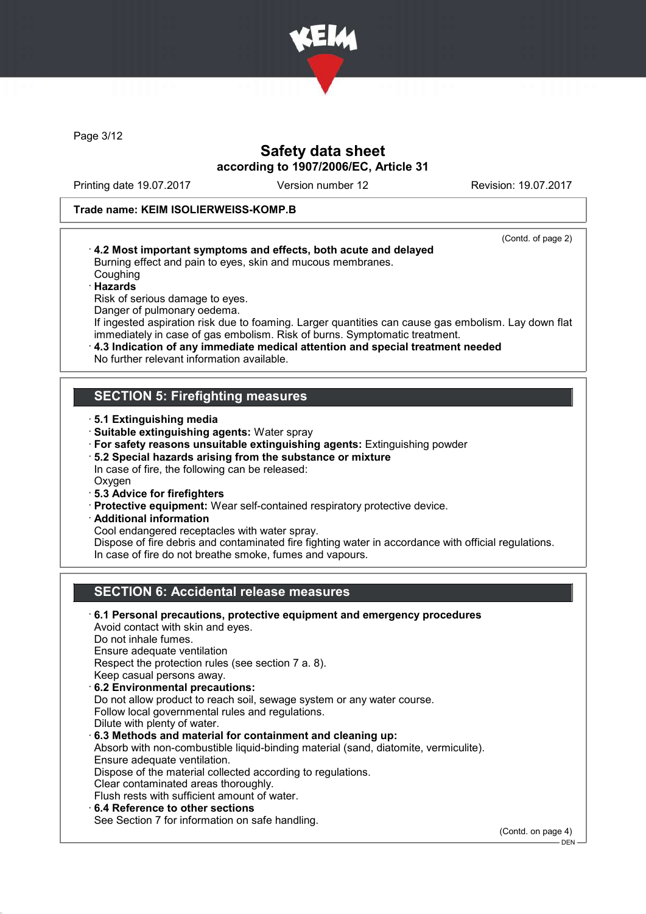**Trade name: KEIM ISOLIERWEISS-KOMP.B**

(Contd. of page 2)

· **4.2 Most important symptoms and effects, both acute and delayed**
Burning effect and pain to eyes, skin and mucous membranes.
Coughing

· **Hazards**
Risk of serious damage to eyes.
Danger of pulmonary oedema.
If ingested aspiration risk due to foaming. Larger quantities can cause gas embolism. Lay down flat immediately in case of gas embolism. Risk of burns. Symptomatic treatment.

· **4.3 Indication of any immediate medical attention and special treatment needed**
No further relevant information available.

## SECTION 5: Firefighting measures

· **5.1 Extinguishing media**
· **Suitable extinguishing agents:** Water spray
· **For safety reasons unsuitable extinguishing agents:** Extinguishing powder
· **5.2 Special hazards arising from the substance or mixture**
In case of fire, the following can be released:
Oxygen
· **5.3 Advice for firefighters**
· **Protective equipment:** Wear self-contained respiratory protective device.
· **Additional information**
Cool endangered receptacles with water spray.
Dispose of fire debris and contaminated fire fighting water in accordance with official regulations.
In case of fire do not breathe smoke, fumes and vapours.

## SECTION 6: Accidental release measures

· **6.1 Personal precautions, protective equipment and emergency procedures**
Avoid contact with skin and eyes.
Do not inhale fumes.
Ensure adequate ventilation
Respect the protection rules (see section 7 a. 8).
Keep casual persons away.
· **6.2 Environmental precautions:**
Do not allow product to reach soil, sewage system or any water course.
Follow local governmental rules and regulations.
Dilute with plenty of water.
· **6.3 Methods and material for containment and cleaning up:**
Absorb with non-combustible liquid-binding material (sand, diatomite, vermiculite).
Ensure adequate ventilation.
Dispose of the material collected according to regulations.
Clear contaminated areas thoroughly.
Flush rests with sufficient amount of water.
· **6.4 Reference to other sections**
See Section 7 for information on safe handling.

(Contd. on page 4)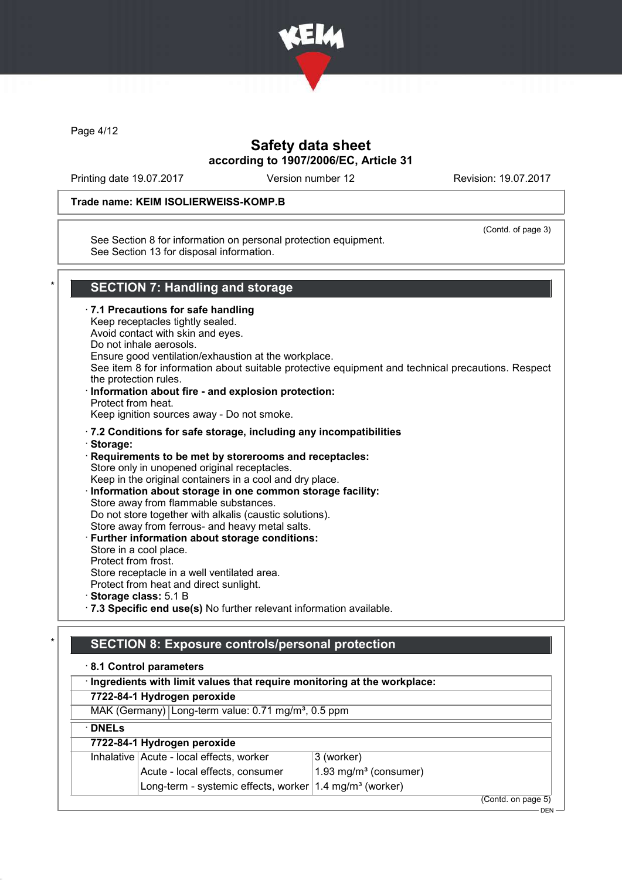Trade name: KEIM ISOLIERWEISS-KOMP.B

(Contd. of page 3)

See Section 8 for information on personal protection equipment.
See Section 13 for disposal information.

## * SECTION 7: Handling and storage

· **7.1 Precautions for safe handling**
Keep receptacles tightly sealed.
Avoid contact with skin and eyes.
Do not inhale aerosols.
Ensure good ventilation/exhaustion at the workplace.
See item 8 for information about suitable protective equipment and technical precautions. Respect the protection rules.

· **Information about fire - and explosion protection:**
Protect from heat.
Keep ignition sources away - Do not smoke.

· **7.2 Conditions for safe storage, including any incompatibilities**

· **Storage:**

· **Requirements to be met by storerooms and receptacles:**
Store only in unopened original receptacles.
Keep in the original containers in a cool and dry place.

· **Information about storage in one common storage facility:**
Store away from flammable substances.
Do not store together with alkalis (caustic solutions).
Store away from ferrous- and heavy metal salts.

· **Further information about storage conditions:**
Store in a cool place.
Protect from frost.
Store receptacle in a well ventilated area.
Protect from heat and direct sunlight.

· **Storage class:** 5.1 B

· **7.3 Specific end use(s)** No further relevant information available.

## * SECTION 8: Exposure controls/personal protection

· **8.1 Control parameters**

| · **Ingredients with limit values that require monitoring at the workplace:** | |
|---|---|
| **7722-84-1 Hydrogen peroxide** | |
| MAK (Germany) | Long-term value: 0.71 mg/m³, 0.5 ppm |

| · **DNELs** | | |
|---|---|---|
| **7722-84-1 Hydrogen peroxide** | | |
| Inhalative | Acute - local effects, worker | 3 (worker) |
| | Acute - local effects, consumer | 1.93 mg/m³ (consumer) |
| | Long-term - systemic effects, worker | 1.4 mg/m³ (worker) |

(Contd. on page 5)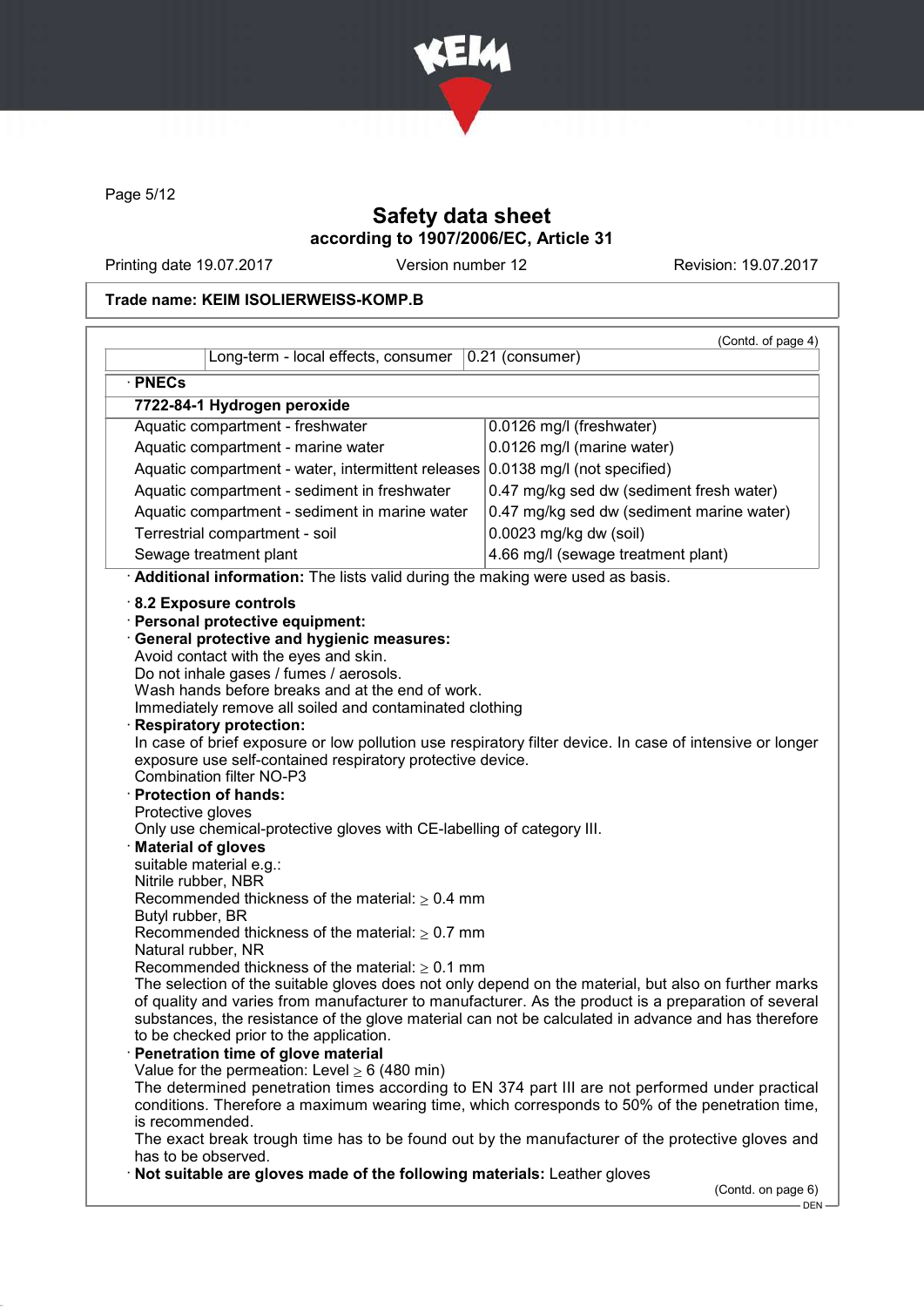(Contd. of page 4)

| | | |
|---|---|---|
| | Long-term - local effects, consumer | 0.21 (consumer) |

· **PNECs**

| 7722-84-1 Hydrogen peroxide | |
|---|---|
| Aquatic compartment - freshwater | 0.0126 mg/l (freshwater) |
| Aquatic compartment - marine water | 0.0126 mg/l (marine water) |
| Aquatic compartment - water, intermittent releases | 0.0138 mg/l (not specified) |
| Aquatic compartment - sediment in freshwater | 0.47 mg/kg sed dw (sediment fresh water) |
| Aquatic compartment - sediment in marine water | 0.47 mg/kg sed dw (sediment marine water) |
| Terrestrial compartment - soil | 0.0023 mg/kg dw (soil) |
| Sewage treatment plant | 4.66 mg/l (sewage treatment plant) |

· **Additional information:** The lists valid during the making were used as basis.

· **8.2 Exposure controls**

· **Personal protective equipment:**

· **General protective and hygienic measures:**
Avoid contact with the eyes and skin.
Do not inhale gases / fumes / aerosols.
Wash hands before breaks and at the end of work.
Immediately remove all soiled and contaminated clothing

· **Respiratory protection:**
In case of brief exposure or low pollution use respiratory filter device. In case of intensive or longer exposure use self-contained respiratory protective device.
Combination filter NO-P3

· **Protection of hands:**
Protective gloves
Only use chemical-protective gloves with CE-labelling of category III.

· **Material of gloves**
suitable material e.g.:
Nitrile rubber, NBR
Recommended thickness of the material: ≥ 0.4 mm
Butyl rubber, BR
Recommended thickness of the material: ≥ 0.7 mm
Natural rubber, NR
Recommended thickness of the material: ≥ 0.1 mm
The selection of the suitable gloves does not only depend on the material, but also on further marks of quality and varies from manufacturer to manufacturer. As the product is a preparation of several substances, the resistance of the glove material can not be calculated in advance and has therefore to be checked prior to the application.

· **Penetration time of glove material**
Value for the permeation: Level ≥ 6 (480 min)
The determined penetration times according to EN 374 part III are not performed under practical conditions. Therefore a maximum wearing time, which corresponds to 50% of the penetration time, is recommended.
The exact break trough time has to be found out by the manufacturer of the protective gloves and has to be observed.

· **Not suitable are gloves made of the following materials:** Leather gloves

(Contd. on page 6)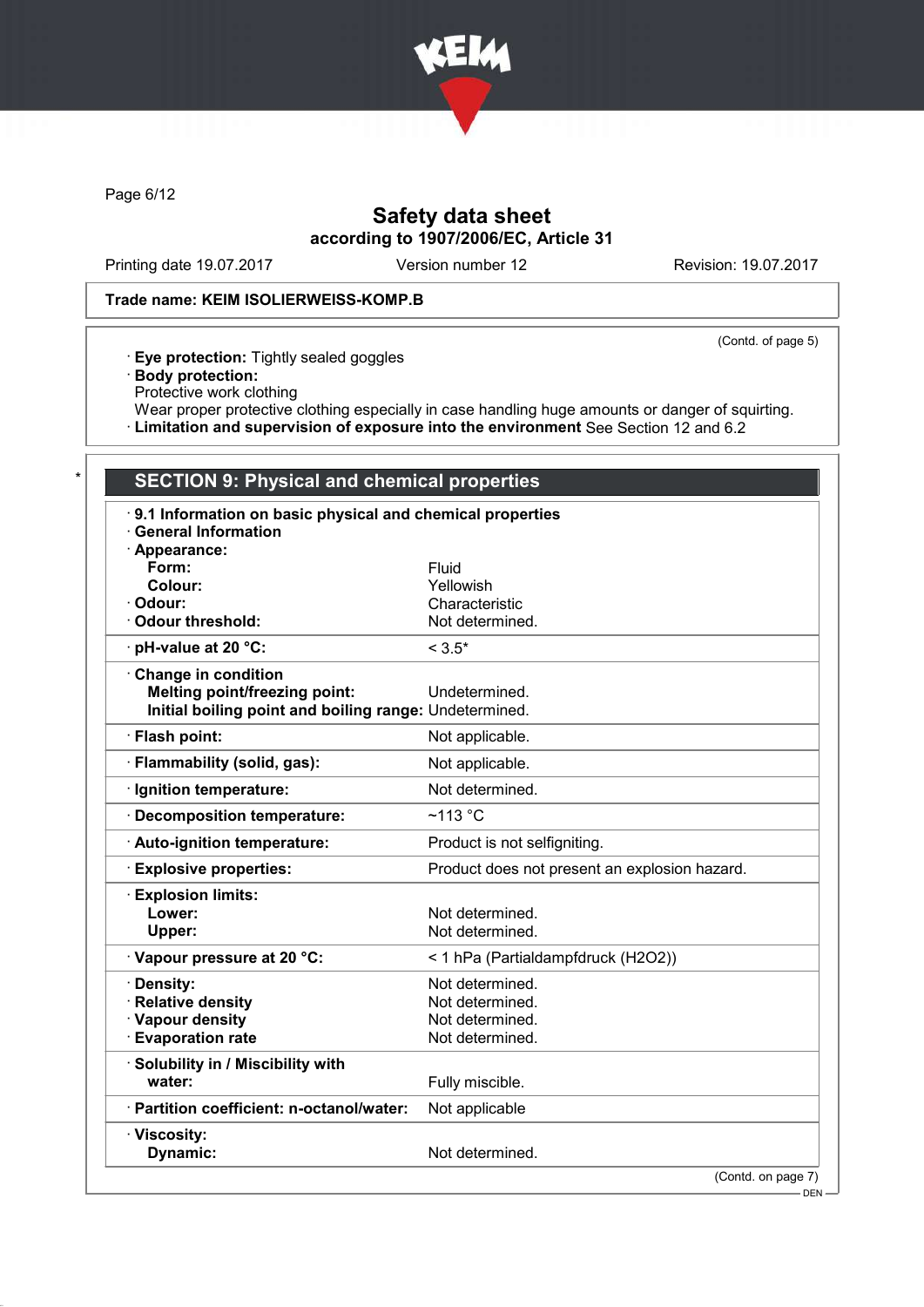**Trade name: KEIM ISOLIERWEISS-KOMP.B**

(Contd. of page 5)

· **Eye protection:** Tightly sealed goggles
· **Body protection:**
Protective work clothing
Wear proper protective clothing especially in case handling huge amounts or danger of squirting.
· **Limitation and supervision of exposure into the environment** See Section 12 and 6.2

\*

## SECTION 9: Physical and chemical properties

· **9.1 Information on basic physical and chemical properties**
· **General Information**

| Property | Value |
|---|---|
| · **Appearance:** | |
| **Form:** | Fluid |
| **Colour:** | Yellowish |
| · **Odour:** | Characteristic |
| · **Odour threshold:** | Not determined. |
| · **pH-value at 20 °C:** | < 3.5* |
| · **Change in condition** | |
| **Melting point/freezing point:** | Undetermined. |
| **Initial boiling point and boiling range:** | Undetermined. |
| · **Flash point:** | Not applicable. |
| · **Flammability (solid, gas):** | Not applicable. |
| · **Ignition temperature:** | Not determined. |
| · **Decomposition temperature:** | ~113 °C |
| · **Auto-ignition temperature:** | Product is not selfigniting. |
| · **Explosive properties:** | Product does not present an explosion hazard. |
| · **Explosion limits:** | |
| **Lower:** | Not determined. |
| **Upper:** | Not determined. |
| · **Vapour pressure at 20 °C:** | < 1 hPa (Partialdampfdruck ($H_2O_2$)) |
| · **Density:** | Not determined. |
| · **Relative density** | Not determined. |
| · **Vapour density** | Not determined. |
| · **Evaporation rate** | Not determined. |
| · **Solubility in / Miscibility with** | |
| **water:** | Fully miscible. |
| · **Partition coefficient: n-octanol/water:** | Not applicable |
| · **Viscosity:** | |
| **Dynamic:** | Not determined. |

(Contd. on page 7)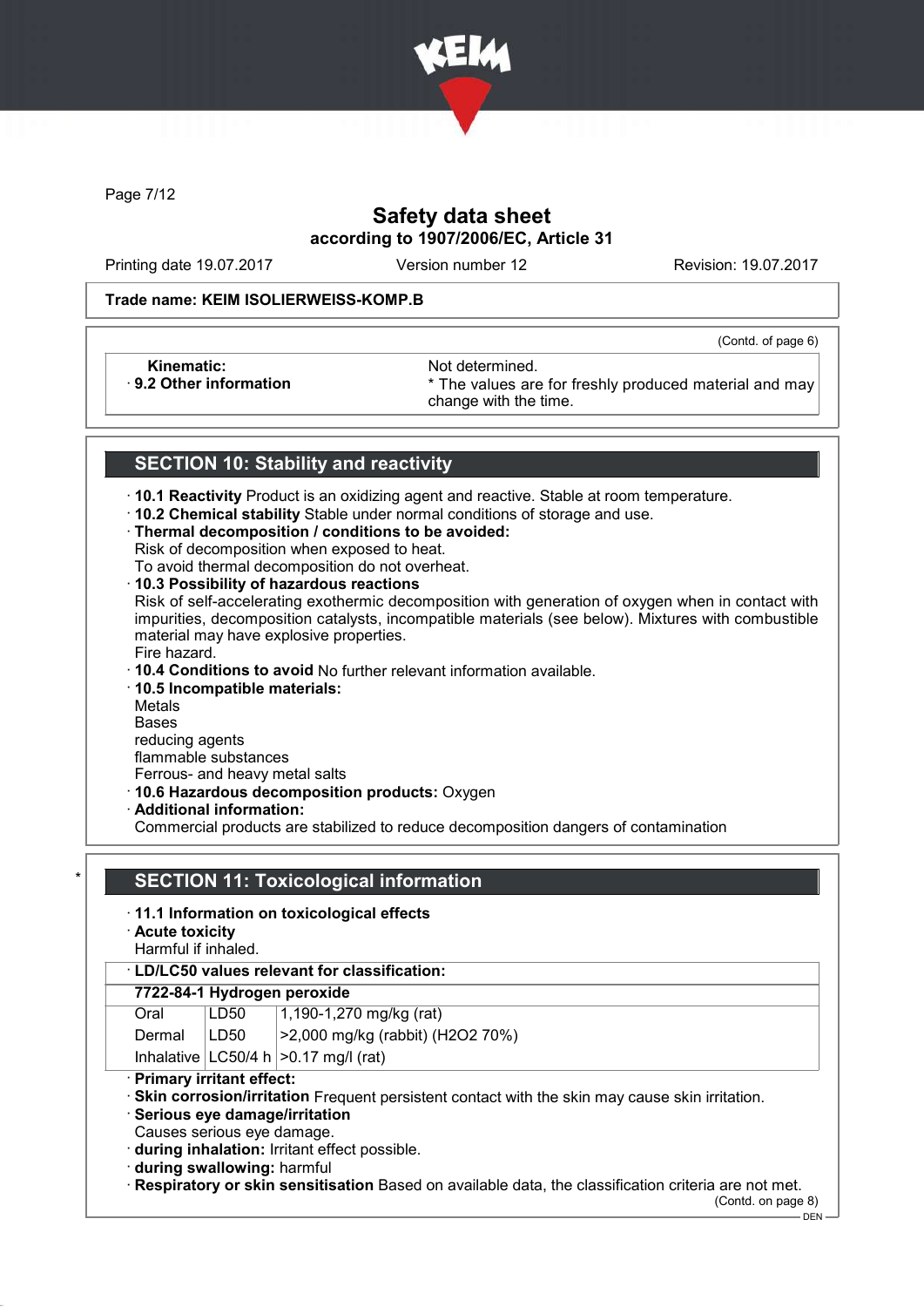**Safety data sheet**
**according to 1907/2006/EC, Article 31**

Printing date 19.07.2017 Version number 12 Revision: 19.07.2017

**Trade name: KEIM ISOLIERWEISS-KOMP.B**

(Contd. of page 6)

| | |
|---|---|
| **Kinematic:** | Not determined. |
| · **9.2 Other information** | * The values are for freshly produced material and may change with the time. |

## SECTION 10: Stability and reactivity

· **10.1 Reactivity** Product is an oxidizing agent and reactive. Stable at room temperature.
· **10.2 Chemical stability** Stable under normal conditions of storage and use.
· **Thermal decomposition / conditions to be avoided:**
Risk of decomposition when exposed to heat.
To avoid thermal decomposition do not overheat.
· **10.3 Possibility of hazardous reactions**
Risk of self-accelerating exothermic decomposition with generation of oxygen when in contact with impurities, decomposition catalysts, incompatible materials (see below). Mixtures with combustible material may have explosive properties.
Fire hazard.
· **10.4 Conditions to avoid** No further relevant information available.
· **10.5 Incompatible materials:**
Metals
Bases
reducing agents
flammable substances
Ferrous- and heavy metal salts
· **10.6 Hazardous decomposition products:** Oxygen
· **Additional information:**
Commercial products are stabilized to reduce decomposition dangers of contamination

## * SECTION 11: Toxicological information

· **11.1 Information on toxicological effects**
· **Acute toxicity**
Harmful if inhaled.

| · **LD/LC50 values relevant for classification:** | | |
|---|---|---|
| **7722-84-1 Hydrogen peroxide** | | |
| Oral | LD50 | 1,190-1,270 mg/kg (rat) |
| Dermal | LD50 | >2,000 mg/kg (rabbit) ($H_2O_2$ 70%) |
| Inhalative | LC50/4 h | >0.17 mg/l (rat) |

· **Primary irritant effect:**
· **Skin corrosion/irritation** Frequent persistent contact with the skin may cause skin irritation.
· **Serious eye damage/irritation**
Causes serious eye damage.
· **during inhalation:** Irritant effect possible.
· **during swallowing:** harmful
· **Respiratory or skin sensitisation** Based on available data, the classification criteria are not met.

(Contd. on page 8)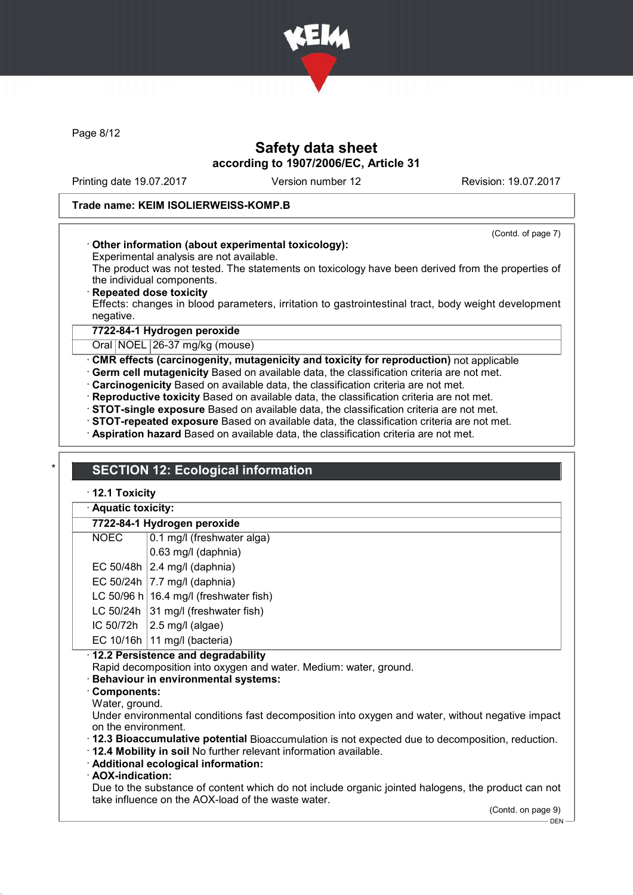# Safety data sheet
## according to 1907/2006/EC, Article 31

Printing date 19.07.2017 Version number 12 Revision: 19.07.2017

**Trade name: KEIM ISOLIERWEISS-KOMP.B**

(Contd. of page 7)

· **Other information (about experimental toxicology):**
Experimental analysis are not available.
The product was not tested. The statements on toxicology have been derived from the properties of the individual components.

· **Repeated dose toxicity**
Effects: changes in blood parameters, irritation to gastrointestinal tract, body weight development negative.

| **7722-84-1 Hydrogen peroxide** | | |
|---|---|---|
| Oral | NOEL | 26-37 mg/kg (mouse) |

· **CMR effects (carcinogenity, mutagenicity and toxicity for reproduction)** not applicable
· **Germ cell mutagenicity** Based on available data, the classification criteria are not met.
· **Carcinogenicity** Based on available data, the classification criteria are not met.
· **Reproductive toxicity** Based on available data, the classification criteria are not met.
· **STOT-single exposure** Based on available data, the classification criteria are not met.
· **STOT-repeated exposure** Based on available data, the classification criteria are not met.
· **Aspiration hazard** Based on available data, the classification criteria are not met.

\*

## SECTION 12: Ecological information

· **12.1 Toxicity**

· **Aquatic toxicity:**

| **7722-84-1 Hydrogen peroxide** | |
|---|---|
| NOEC | 0.1 mg/l (freshwater alga) |
| | 0.63 mg/l (daphnia) |
| EC 50/48h | 2.4 mg/l (daphnia) |
| EC 50/24h | 7.7 mg/l (daphnia) |
| LC 50/96 h | 16.4 mg/l (freshwater fish) |
| LC 50/24h | 31 mg/l (freshwater fish) |
| IC 50/72h | 2.5 mg/l (algae) |
| EC 10/16h | 11 mg/l (bacteria) |

· **12.2 Persistence and degradability**
Rapid decomposition into oxygen and water. Medium: water, ground.
· **Behaviour in environmental systems:**
· **Components:**
Water, ground.
Under environmental conditions fast decomposition into oxygen and water, without negative impact on the environment.
· **12.3 Bioaccumulative potential** Bioaccumulation is not expected due to decomposition, reduction.
· **12.4 Mobility in soil** No further relevant information available.
· **Additional ecological information:**
· **AOX-indication:**
Due to the substance of content which do not include organic jointed halogens, the product can not take influence on the AOX-load of the waste water.

(Contd. on page 9)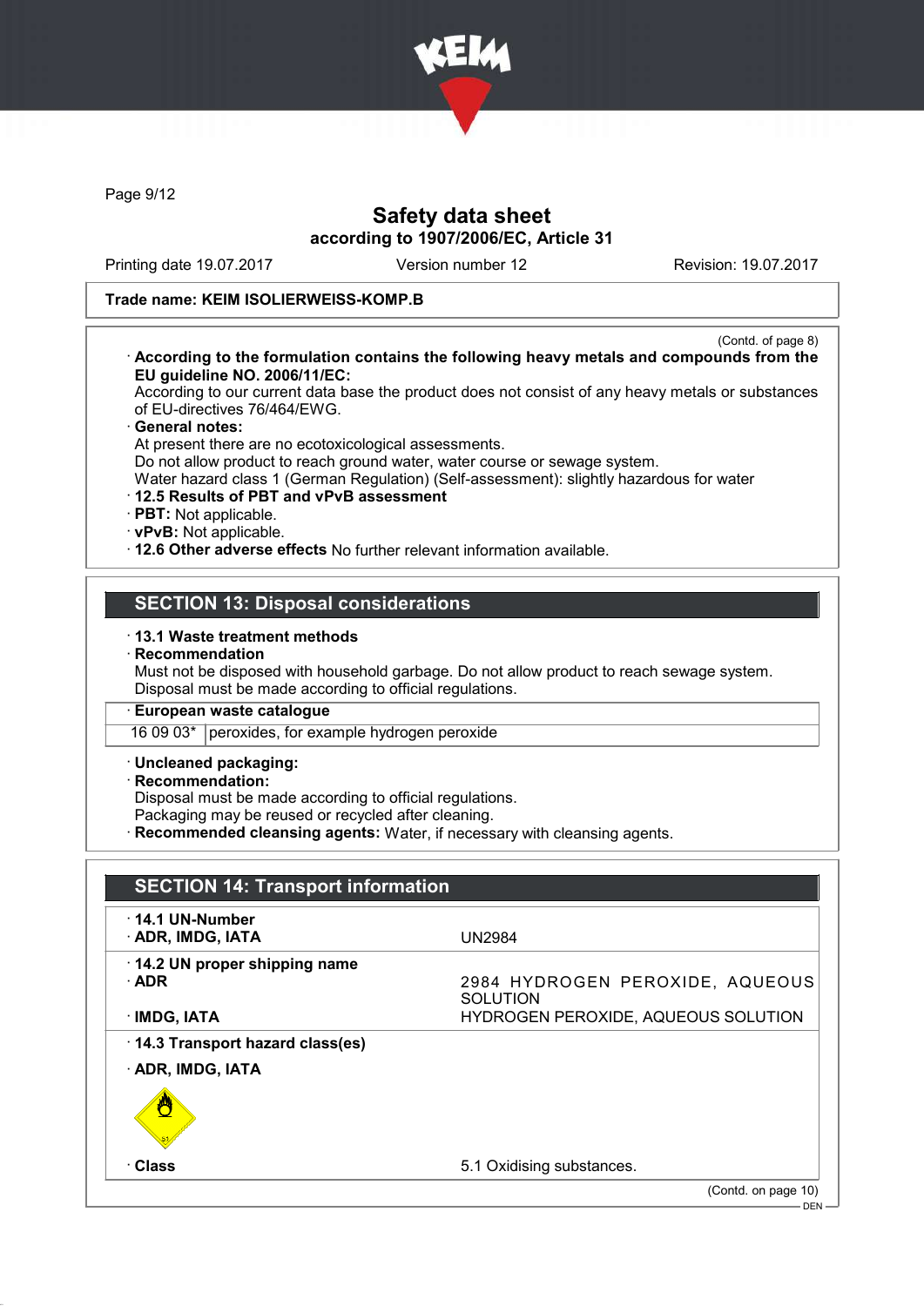**Trade name: KEIM ISOLIERWEISS-KOMP.B**

(Contd. of page 8)

· **According to the formulation contains the following heavy metals and compounds from the EU guideline NO. 2006/11/EC:**
According to our current data base the product does not consist of any heavy metals or substances of EU-directives 76/464/EWG.

· **General notes:**
At present there are no ecotoxicological assessments.
Do not allow product to reach ground water, water course or sewage system.
Water hazard class 1 (German Regulation) (Self-assessment): slightly hazardous for water

· **12.5 Results of PBT and vPvB assessment**
· **PBT:** Not applicable.
· **vPvB:** Not applicable.
· **12.6 Other adverse effects** No further relevant information available.

## SECTION 13: Disposal considerations

· **13.1 Waste treatment methods**
· **Recommendation**
Must not be disposed with household garbage. Do not allow product to reach sewage system.
Disposal must be made according to official regulations.

| · **European waste catalogue** | |
|---|---|
| 16 09 03* | peroxides, for example hydrogen peroxide |

· **Uncleaned packaging:**
· **Recommendation:**
Disposal must be made according to official regulations.
Packaging may be reused or recycled after cleaning.
· **Recommended cleansing agents:** Water, if necessary with cleansing agents.

## SECTION 14: Transport information

| | |
|---|---|
| · **14.1 UN-Number** | |
| · **ADR, IMDG, IATA** | UN2984 |
| · **14.2 UN proper shipping name** | |
| · **ADR** | 2984 HYDROGEN PEROXIDE, AQUEOUS SOLUTION |
| · **IMDG, IATA** | HYDROGEN PEROXIDE, AQUEOUS SOLUTION |
| · **14.3 Transport hazard class(es)** | |
| · **ADR, IMDG, IATA** | |
| · **Class** | 5.1 Oxidising substances. |

(Contd. on page 10)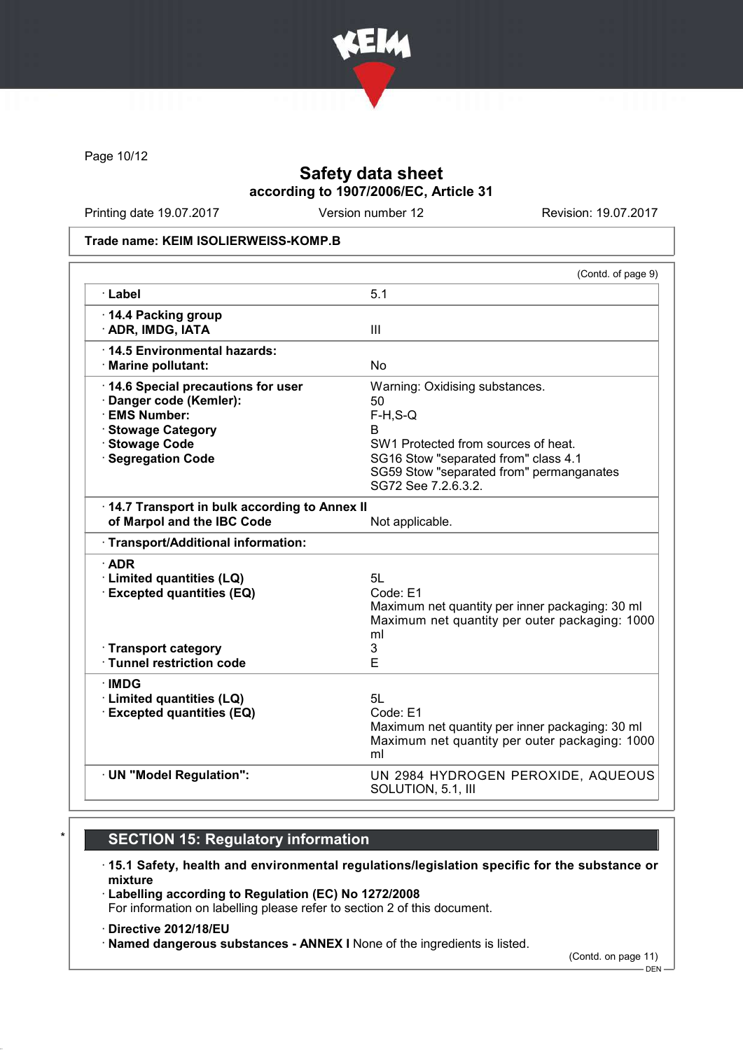Safety data sheet
according to 1907/2006/EC, Article 31

Printing date 19.07.2017 Version number 12 Revision: 19.07.2017

**Trade name: KEIM ISOLIERWEISS-KOMP.B**

(Contd. of page 9)

| | |
|---|---|
| · **Label** | 5.1 |
| · **14.4 Packing group**<br>· **ADR, IMDG, IATA** | III |
| · **14.5 Environmental hazards:**<br>· **Marine pollutant:** | No |
| · **14.6 Special precautions for user** | Warning: Oxidising substances. |
| · **Danger code (Kemler):** | 50 |
| · **EMS Number:** | F-H,S-Q |
| · **Stowage Category** | B |
| · **Stowage Code** | SW1 Protected from sources of heat. |
| · **Segregation Code** | SG16 Stow "separated from" class 4.1<br>SG59 Stow "separated from" permanganates<br>SG72 See 7.2.6.3.2. |
| · **14.7 Transport in bulk according to Annex II of Marpol and the IBC Code** | Not applicable. |
| · **Transport/Additional information:** | |
| · **ADR** | |
| · **Limited quantities (LQ)** | 5L |
| · **Excepted quantities (EQ)** | Code: E1<br>Maximum net quantity per inner packaging: 30 ml<br>Maximum net quantity per outer packaging: 1000 ml |
| · **Transport category** | 3 |
| · **Tunnel restriction code** | E |
| · **IMDG** | |
| · **Limited quantities (LQ)** | 5L |
| · **Excepted quantities (EQ)** | Code: E1<br>Maximum net quantity per inner packaging: 30 ml<br>Maximum net quantity per outer packaging: 1000 ml |
| · **UN "Model Regulation":** | UN 2984 HYDROGEN PEROXIDE, AQUEOUS SOLUTION, 5.1, III |

## * SECTION 15: Regulatory information

· **15.1 Safety, health and environmental regulations/legislation specific for the substance or mixture**

· **Labelling according to Regulation (EC) No 1272/2008**
For information on labelling please refer to section 2 of this document.

· **Directive 2012/18/EU**
· **Named dangerous substances - ANNEX I** None of the ingredients is listed.

(Contd. on page 11)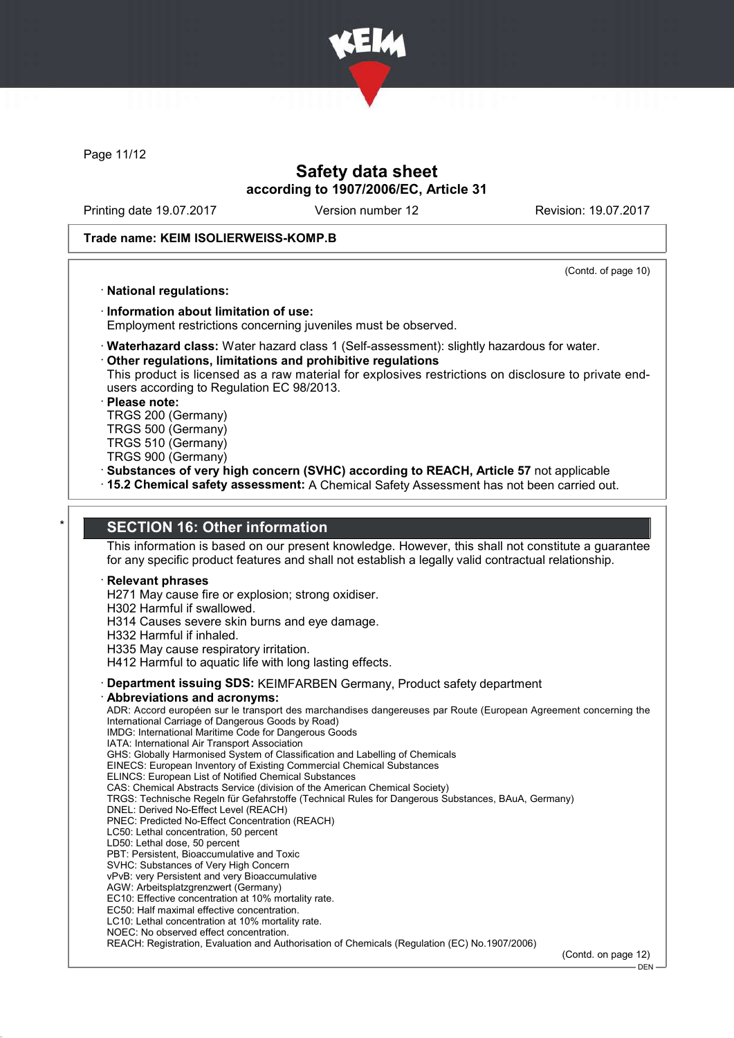**Safety data sheet**
**according to 1907/2006/EC, Article 31**

Printing date 19.07.2017 | Version number 12 | Revision: 19.07.2017

**Trade name: KEIM ISOLIERWEISS-KOMP.B**

(Contd. of page 10)

· **National regulations:**

· **Information about limitation of use:**
Employment restrictions concerning juveniles must be observed.

· **Waterhazard class:** Water hazard class 1 (Self-assessment): slightly hazardous for water.
· **Other regulations, limitations and prohibitive regulations**
This product is licensed as a raw material for explosives restrictions on disclosure to private end-users according to Regulation EC 98/2013.
· **Please note:**
TRGS 200 (Germany)
TRGS 500 (Germany)
TRGS 510 (Germany)
TRGS 900 (Germany)
· **Substances of very high concern (SVHC) according to REACH, Article 57** not applicable
· **15.2 Chemical safety assessment:** A Chemical Safety Assessment has not been carried out.

## SECTION 16: Other information

This information is based on our present knowledge. However, this shall not constitute a guarantee for any specific product features and shall not establish a legally valid contractual relationship.

· **Relevant phrases**
H271 May cause fire or explosion; strong oxidiser.
H302 Harmful if swallowed.
H314 Causes severe skin burns and eye damage.
H332 Harmful if inhaled.
H335 May cause respiratory irritation.
H412 Harmful to aquatic life with long lasting effects.

· **Department issuing SDS:** KEIMFARBEN Germany, Product safety department
· **Abbreviations and acronyms:**
ADR: Accord européen sur le transport des marchandises dangereuses par Route (European Agreement concerning the International Carriage of Dangerous Goods by Road)
IMDG: International Maritime Code for Dangerous Goods
IATA: International Air Transport Association
GHS: Globally Harmonised System of Classification and Labelling of Chemicals
EINECS: European Inventory of Existing Commercial Chemical Substances
ELINCS: European List of Notified Chemical Substances
CAS: Chemical Abstracts Service (division of the American Chemical Society)
TRGS: Technische Regeln für Gefahrstoffe (Technical Rules for Dangerous Substances, BAuA, Germany)
DNEL: Derived No-Effect Level (REACH)
PNEC: Predicted No-Effect Concentration (REACH)
LC50: Lethal concentration, 50 percent
LD50: Lethal dose, 50 percent
PBT: Persistent, Bioaccumulative and Toxic
SVHC: Substances of Very High Concern
vPvB: very Persistent and very Bioaccumulative
AGW: Arbeitsplatzgrenzwert (Germany)
EC10: Effective concentration at 10% mortality rate.
EC50: Half maximal effective concentration.
LC10: Lethal concentration at 10% mortality rate.
NOEC: No observed effect concentration.
REACH: Registration, Evaluation and Authorisation of Chemicals (Regulation (EC) No.1907/2006)

(Contd. on page 12)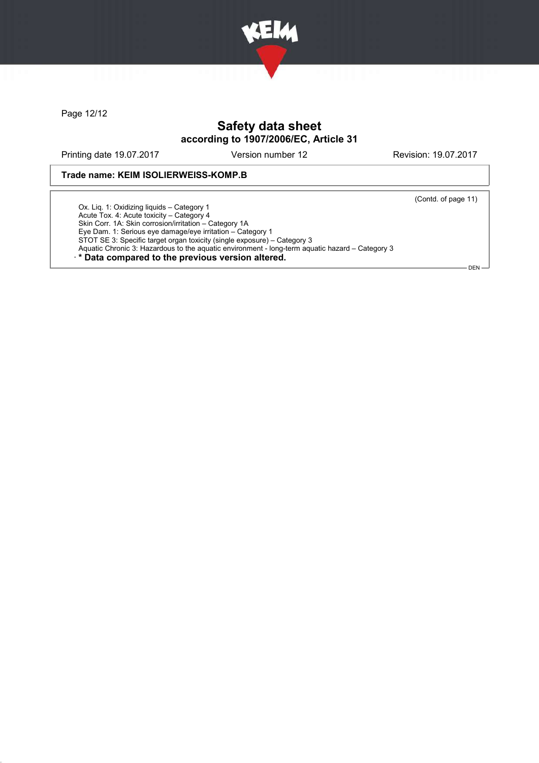# Safety data sheet
## according to 1907/2006/EC, Article 31

Printing date 19.07.2017 Version number 12 Revision: 19.07.2017

**Trade name: KEIM ISOLIERWEISS-KOMP.B**

(Contd. of page 11)

Ox. Liq. 1: Oxidizing liquids – Category 1
Acute Tox. 4: Acute toxicity – Category 4
Skin Corr. 1A: Skin corrosion/irritation – Category 1A
Eye Dam. 1: Serious eye damage/eye irritation – Category 1
STOT SE 3: Specific target organ toxicity (single exposure) – Category 3
Aquatic Chronic 3: Hazardous to the aquatic environment - long-term aquatic hazard – Category 3

· **\* Data compared to the previous version altered.**

DEN